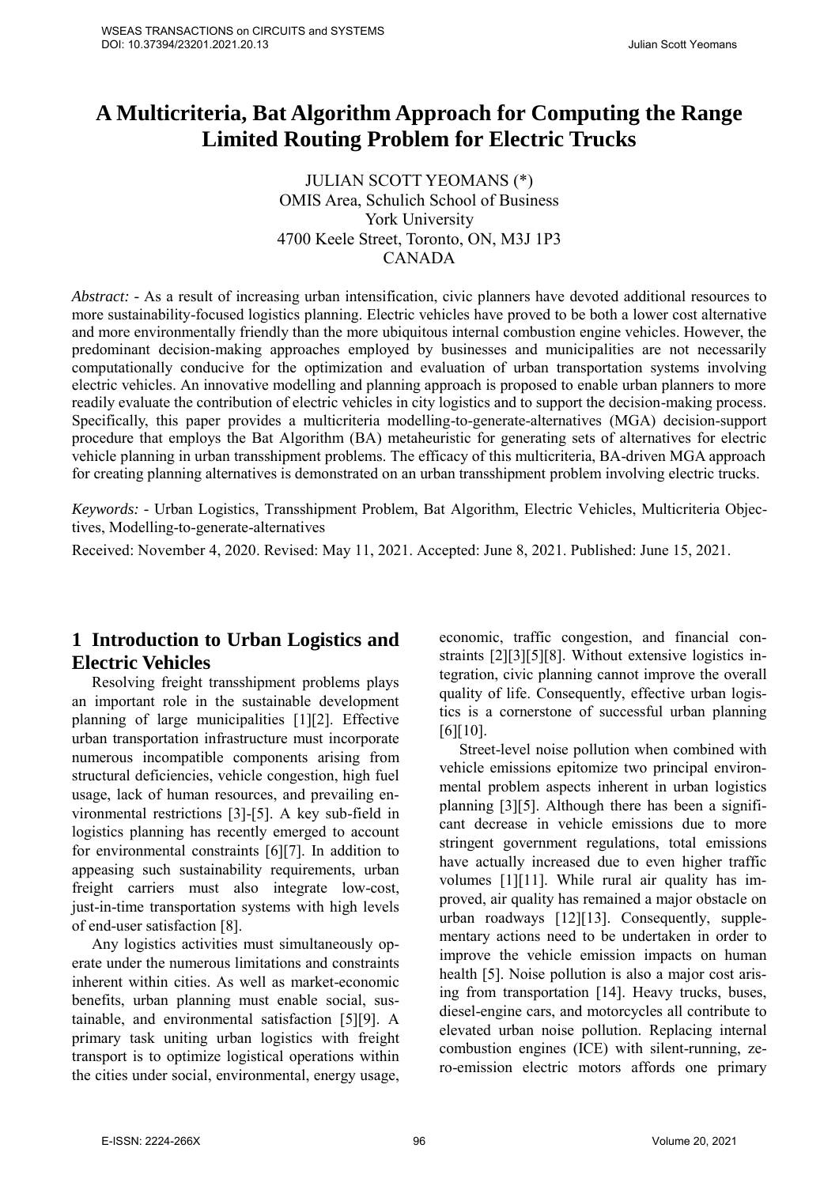# A Multicriteria, Bat Algorithm Approach for Computing the Range Limited Routing Problem for Electric Trucks

JULIAN SCOTT YEOMANS (*)
OMIS Area, Schulich School of Business
York University
4700 Keele Street, Toronto, ON, M3J 1P3
CANADA

*Abstract:* - As a result of increasing urban intensification, civic planners have devoted additional resources to more sustainability-focused logistics planning. Electric vehicles have proved to be both a lower cost alternative and more environmentally friendly than the more ubiquitous internal combustion engine vehicles. However, the predominant decision-making approaches employed by businesses and municipalities are not necessarily computationally conducive for the optimization and evaluation of urban transportation systems involving electric vehicles. An innovative modelling and planning approach is proposed to enable urban planners to more readily evaluate the contribution of electric vehicles in city logistics and to support the decision-making process. Specifically, this paper provides a multicriteria modelling-to-generate-alternatives (MGA) decision-support procedure that employs the Bat Algorithm (BA) metaheuristic for generating sets of alternatives for electric vehicle planning in urban transshipment problems. The efficacy of this multicriteria, BA-driven MGA approach for creating planning alternatives is demonstrated on an urban transshipment problem involving electric trucks.

*Keywords:* - Urban Logistics, Transshipment Problem, Bat Algorithm, Electric Vehicles, Multicriteria Objectives, Modelling-to-generate-alternatives

Received: November 4, 2020. Revised: May 11, 2021. Accepted: June 8, 2021. Published: June 15, 2021.

## 1 Introduction to Urban Logistics and Electric Vehicles

Resolving freight transshipment problems plays an important role in the sustainable development planning of large municipalities [1][2]. Effective urban transportation infrastructure must incorporate numerous incompatible components arising from structural deficiencies, vehicle congestion, high fuel usage, lack of human resources, and prevailing environmental restrictions [3]-[5]. A key sub-field in logistics planning has recently emerged to account for environmental constraints [6][7]. In addition to appeasing such sustainability requirements, urban freight carriers must also integrate low-cost, just-in-time transportation systems with high levels of end-user satisfaction [8].

Any logistics activities must simultaneously operate under the numerous limitations and constraints inherent within cities. As well as market-economic benefits, urban planning must enable social, sustainable, and environmental satisfaction [5][9]. A primary task uniting urban logistics with freight transport is to optimize logistical operations within the cities under social, environmental, energy usage, economic, traffic congestion, and financial constraints [2][3][5][8]. Without extensive logistics integration, civic planning cannot improve the overall quality of life. Consequently, effective urban logistics is a cornerstone of successful urban planning [6][10].

Street-level noise pollution when combined with vehicle emissions epitomize two principal environmental problem aspects inherent in urban logistics planning [3][5]. Although there has been a significant decrease in vehicle emissions due to more stringent government regulations, total emissions have actually increased due to even higher traffic volumes [1][11]. While rural air quality has improved, air quality has remained a major obstacle on urban roadways [12][13]. Consequently, supplementary actions need to be undertaken in order to improve the vehicle emission impacts on human health [5]. Noise pollution is also a major cost arising from transportation [14]. Heavy trucks, buses, diesel-engine cars, and motorcycles all contribute to elevated urban noise pollution. Replacing internal combustion engines (ICE) with silent-running, zero-emission electric motors affords one primary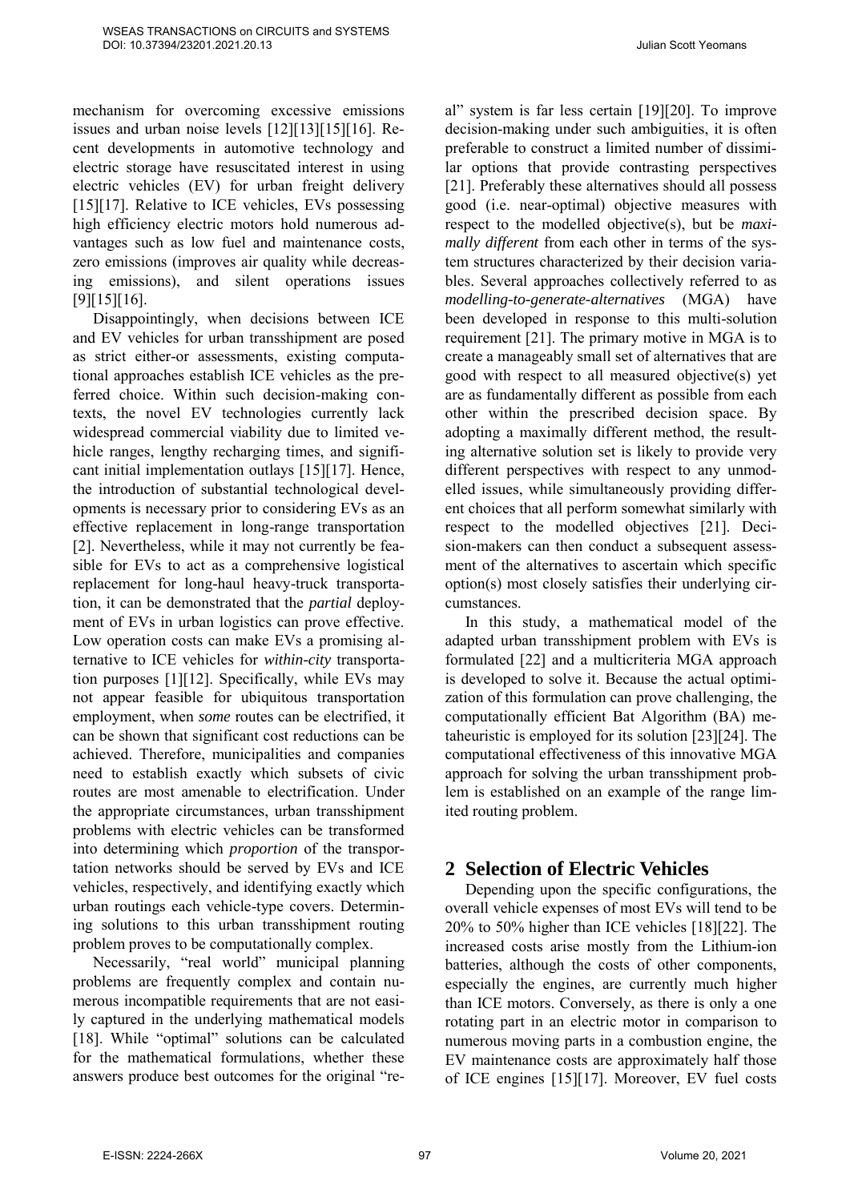mechanism for overcoming excessive emissions issues and urban noise levels [12][13][15][16]. Recent developments in automotive technology and electric storage have resuscitated interest in using electric vehicles (EV) for urban freight delivery [15][17]. Relative to ICE vehicles, EVs possessing high efficiency electric motors hold numerous advantages such as low fuel and maintenance costs, zero emissions (improves air quality while decreasing emissions), and silent operations issues [9][15][16].

Disappointingly, when decisions between ICE and EV vehicles for urban transshipment are posed as strict either-or assessments, existing computational approaches establish ICE vehicles as the preferred choice. Within such decision-making contexts, the novel EV technologies currently lack widespread commercial viability due to limited vehicle ranges, lengthy recharging times, and significant initial implementation outlays [15][17]. Hence, the introduction of substantial technological developments is necessary prior to considering EVs as an effective replacement in long-range transportation [2]. Nevertheless, while it may not currently be feasible for EVs to act as a comprehensive logistical replacement for long-haul heavy-truck transportation, it can be demonstrated that the *partial* deployment of EVs in urban logistics can prove effective. Low operation costs can make EVs a promising alternative to ICE vehicles for *within-city* transportation purposes [1][12]. Specifically, while EVs may not appear feasible for ubiquitous transportation employment, when *some* routes can be electrified, it can be shown that significant cost reductions can be achieved. Therefore, municipalities and companies need to establish exactly which subsets of civic routes are most amenable to electrification. Under the appropriate circumstances, urban transshipment problems with electric vehicles can be transformed into determining which *proportion* of the transportation networks should be served by EVs and ICE vehicles, respectively, and identifying exactly which urban routings each vehicle-type covers. Determining solutions to this urban transshipment routing problem proves to be computationally complex.

Necessarily, "real world" municipal planning problems are frequently complex and contain numerous incompatible requirements that are not easily captured in the underlying mathematical models [18]. While "optimal" solutions can be calculated for the mathematical formulations, whether these answers produce best outcomes for the original "real" system is far less certain [19][20]. To improve decision-making under such ambiguities, it is often preferable to construct a limited number of dissimilar options that provide contrasting perspectives [21]. Preferably these alternatives should all possess good (i.e. near-optimal) objective measures with respect to the modelled objective(s), but be *maximally different* from each other in terms of the system structures characterized by their decision variables. Several approaches collectively referred to as *modelling-to-generate-alternatives* (MGA) have been developed in response to this multi-solution requirement [21]. The primary motive in MGA is to create a manageably small set of alternatives that are good with respect to all measured objective(s) yet are as fundamentally different as possible from each other within the prescribed decision space. By adopting a maximally different method, the resulting alternative solution set is likely to provide very different perspectives with respect to any unmodelled issues, while simultaneously providing different choices that all perform somewhat similarly with respect to the modelled objectives [21]. Decision-makers can then conduct a subsequent assessment of the alternatives to ascertain which specific option(s) most closely satisfies their underlying circumstances.

In this study, a mathematical model of the adapted urban transshipment problem with EVs is formulated [22] and a multicriteria MGA approach is developed to solve it. Because the actual optimization of this formulation can prove challenging, the computationally efficient Bat Algorithm (BA) metaheuristic is employed for its solution [23][24]. The computational effectiveness of this innovative MGA approach for solving the urban transshipment problem is established on an example of the range limited routing problem.

## 2 Selection of Electric Vehicles

Depending upon the specific configurations, the overall vehicle expenses of most EVs will tend to be 20% to 50% higher than ICE vehicles [18][22]. The increased costs arise mostly from the Lithium-ion batteries, although the costs of other components, especially the engines, are currently much higher than ICE motors. Conversely, as there is only a one rotating part in an electric motor in comparison to numerous moving parts in a combustion engine, the EV maintenance costs are approximately half those of ICE engines [15][17]. Moreover, EV fuel costs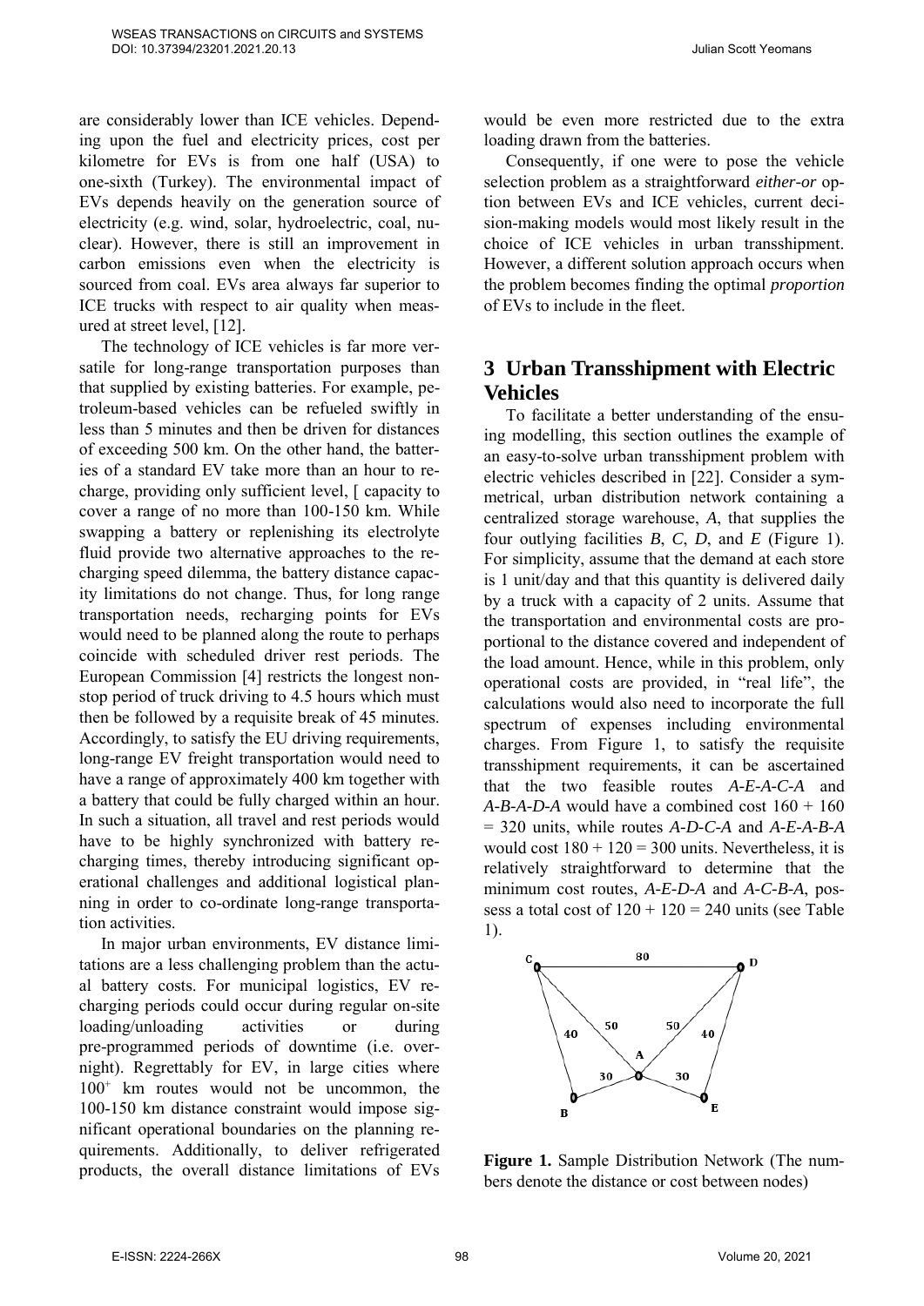are considerably lower than ICE vehicles. Depending upon the fuel and electricity prices, cost per kilometre for EVs is from one half (USA) to one-sixth (Turkey). The environmental impact of EVs depends heavily on the generation source of electricity (e.g. wind, solar, hydroelectric, coal, nuclear). However, there is still an improvement in carbon emissions even when the electricity is sourced from coal. EVs area always far superior to ICE trucks with respect to air quality when measured at street level, [12].

The technology of ICE vehicles is far more versatile for long-range transportation purposes than that supplied by existing batteries. For example, petroleum-based vehicles can be refueled swiftly in less than 5 minutes and then be driven for distances of exceeding 500 km. On the other hand, the batteries of a standard EV take more than an hour to recharge, providing only sufficient level, [ capacity to cover a range of no more than 100-150 km. While swapping a battery or replenishing its electrolyte fluid provide two alternative approaches to the recharging speed dilemma, the battery distance capacity limitations do not change. Thus, for long range transportation needs, recharging points for EVs would need to be planned along the route to perhaps coincide with scheduled driver rest periods. The European Commission [4] restricts the longest non-stop period of truck driving to 4.5 hours which must then be followed by a requisite break of 45 minutes. Accordingly, to satisfy the EU driving requirements, long-range EV freight transportation would need to have a range of approximately 400 km together with a battery that could be fully charged within an hour. In such a situation, all travel and rest periods would have to be highly synchronized with battery recharging times, thereby introducing significant operational challenges and additional logistical planning in order to co-ordinate long-range transportation activities.

In major urban environments, EV distance limitations are a less challenging problem than the actual battery costs. For municipal logistics, EV recharging periods could occur during regular on-site loading/unloading activities or during pre-programmed periods of downtime (i.e. overnight). Regrettably for EV, in large cities where $100^{+}$ km routes would not be uncommon, the 100-150 km distance constraint would impose significant operational boundaries on the planning requirements. Additionally, to deliver refrigerated products, the overall distance limitations of EVs would be even more restricted due to the extra loading drawn from the batteries.

Consequently, if one were to pose the vehicle selection problem as a straightforward *either-or* option between EVs and ICE vehicles, current decision-making models would most likely result in the choice of ICE vehicles in urban transshipment. However, a different solution approach occurs when the problem becomes finding the optimal *proportion* of EVs to include in the fleet.

## 3 Urban Transshipment with Electric Vehicles

To facilitate a better understanding of the ensuing modelling, this section outlines the example of an easy-to-solve urban transshipment problem with electric vehicles described in [22]. Consider a symmetrical, urban distribution network containing a centralized storage warehouse, *A*, that supplies the four outlying facilities *B*, *C*, *D*, and *E* (Figure 1). For simplicity, assume that the demand at each store is 1 unit/day and that this quantity is delivered daily by a truck with a capacity of 2 units. Assume that the transportation and environmental costs are proportional to the distance covered and independent of the load amount. Hence, while in this problem, only operational costs are provided, in "real life", the calculations would also need to incorporate the full spectrum of expenses including environmental charges. From Figure 1, to satisfy the requisite transshipment requirements, it can be ascertained that the two feasible routes *A-E-A-C-A* and *A-B-A-D-A* would have a combined cost 160 + 160 = 320 units, while routes *A-D-C-A* and *A-E-A-B-A* would cost 180 + 120 = 300 units. Nevertheless, it is relatively straightforward to determine that the minimum cost routes, *A-E-D-A* and *A-C-B-A*, possess a total cost of 120 + 120 = 240 units (see Table 1).

**Figure 1.** Sample Distribution Network (The numbers denote the distance or cost between nodes)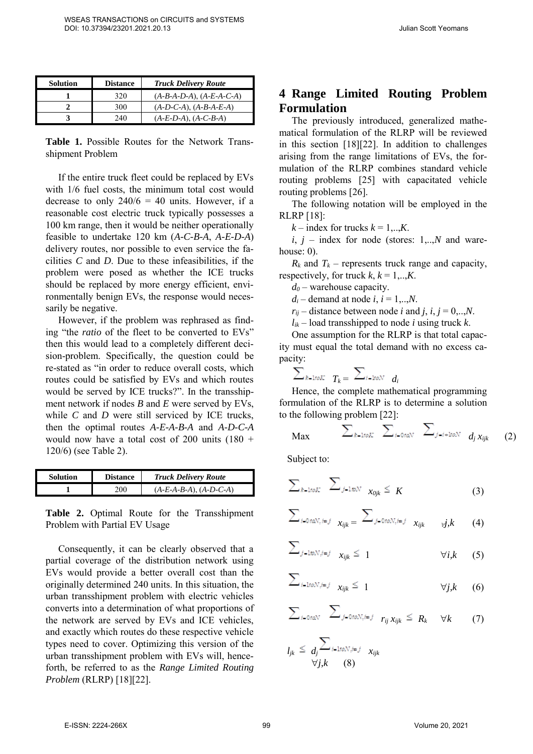| Solution | Distance | *Truck Delivery Route* |
|---|---|---|
| **1** | 320 | (*A-B-A-D-A*), (*A-E-A-C-A*) |
| **2** | 300 | (*A-D-C-A*), (*A-B-A-E-A*) |
| **3** | 240 | (*A-E-D-A*), (*A-C-B-A*) |

**Table 1.** Possible Routes for the Network Transshipment Problem

If the entire truck fleet could be replaced by EVs with 1/6 fuel costs, the minimum total cost would decrease to only 240/6 = 40 units. However, if a reasonable cost electric truck typically possesses a 100 km range, then it would be neither operationally feasible to undertake 120 km (*A-C-B-A*, *A-E-D-A*) delivery routes, nor possible to even service the facilities *C* and *D*. Due to these infeasibilities, if the problem were posed as whether the ICE trucks should be replaced by more energy efficient, environmentally benign EVs, the response would necessarily be negative.

However, if the problem was rephrased as finding "the *ratio* of the fleet to be converted to EVs" then this would lead to a completely different decision-problem. Specifically, the question could be re-stated as "in order to reduce overall costs, which routes could be satisfied by EVs and which routes would be served by ICE trucks?". In the transshipment network if nodes *B* and *E* were served by EVs, while *C* and *D* were still serviced by ICE trucks, then the optimal routes *A-E-A-B-A* and *A-D-C-A* would now have a total cost of 200 units (180 + 120/6) (see Table 2).

| Solution | Distance | *Truck Delivery Route* |
|---|---|---|
| **1** | 200 | (*A-E-A-B-A*), (*A-D-C-A*) |

**Table 2.** Optimal Route for the Transshipment Problem with Partial EV Usage

Consequently, it can be clearly observed that a partial coverage of the distribution network using EVs would provide a better overall cost than the originally determined 240 units. In this situation, the urban transshipment problem with electric vehicles converts into a determination of what proportions of the network are served by EVs and ICE vehicles, and exactly which routes do these respective vehicle types need to cover. Optimizing this version of the urban transshipment problem with EVs will, henceforth, be referred to as the *Range Limited Routing Problem* (RLRP) [18][22].

# 4 Range Limited Routing Problem Formulation

The previously introduced, generalized mathematical formulation of the RLRP will be reviewed in this section [18][22]. In addition to challenges arising from the range limitations of EVs, the formulation of the RLRP combines standard vehicle routing problems [25] with capacitated vehicle routing problems [26].

The following notation will be employed in the RLRP [18]:

$k$ – index for trucks $k = 1,..,K$.

$i$, $j$ – index for node (stores: $1,..,N$ and warehouse: 0).

$R_k$ and $T_k$ – represents truck range and capacity, respectively, for truck $k$, $k = 1,..,K$.

$d_0$ – warehouse capacity.

$d_i$ – demand at node $i$, $i = 1,..,N$.

$r_{ij}$ – distance between node $i$ and $j$, $i$, $j = 0,..,N$.

$l_{ik}$ – load transshipped to node $i$ using truck $k$.

One assumption for the RLRP is that total capacity must equal the total demand with no excess capacity:

$$\sum_{k=1 to K} T_k = \sum_{i=1 to N} d_i$$

Hence, the complete mathematical programming formulation of the RLRP is to determine a solution to the following problem [22]:

$$\text{Max} \quad \sum_{k=1 to K} \sum_{i=0 to N} \sum_{j=i+1 to N} d_j \, x_{ijk} \qquad (2)$$

Subject to:

$$\sum_{k=1 to K} \sum_{j=1 to N} x_{0jk} \leq K \qquad (3)$$

$$\sum_{i=0 to N, i \neq j} x_{ijk} = \sum_{j=0 to N, i \neq j} x_{ijk} \qquad \forall j,k \qquad (4)$$

$$\sum_{j=1 to N, i \neq j} x_{ijk} \leq 1 \qquad \forall i,k \qquad (5)$$

$$\sum_{i=1 to N, i \neq j} x_{ijk} \leq 1 \qquad \forall j,k \qquad (6)$$

$$\sum_{i=0 to N} \sum_{j=0 to N, i \neq j} r_{ij} \, x_{ijk} \leq R_k \qquad \forall k \qquad (7)$$

$$l_{jk} \leq d_j \sum_{i=1 to N, i \neq j} x_{ijk} \qquad \forall j,k \qquad (8)$$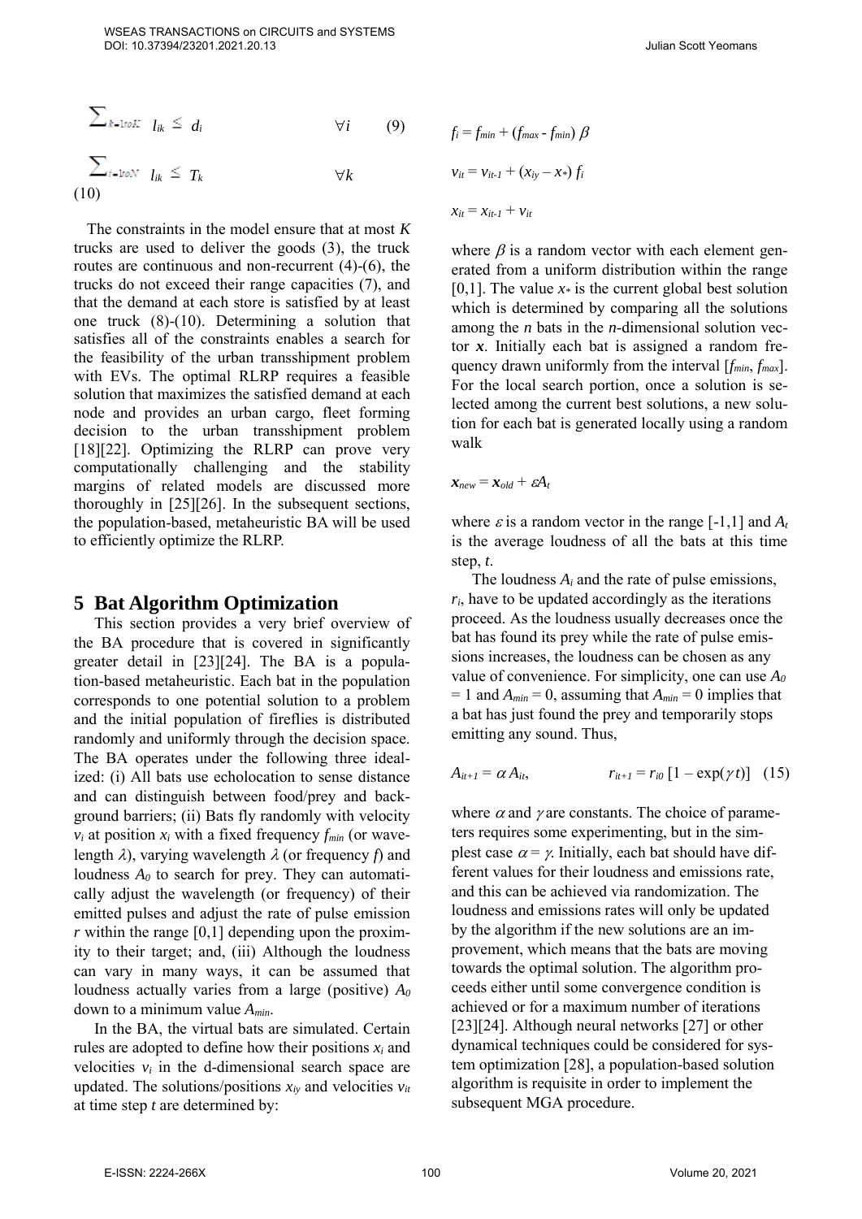$$\sum_{k=1 \text{ to } K} l_{ik} \leq d_i \qquad \forall i \qquad (9)$$

$$\sum_{i=1 \text{ to } N} l_{ik} \leq T_k \qquad \forall k$$
(10)

The constraints in the model ensure that at most $K$ trucks are used to deliver the goods (3), the truck routes are continuous and non-recurrent (4)-(6), the trucks do not exceed their range capacities (7), and that the demand at each store is satisfied by at least one truck (8)-(10). Determining a solution that satisfies all of the constraints enables a search for the feasibility of the urban transshipment problem with EVs. The optimal RLRP requires a feasible solution that maximizes the satisfied demand at each node and provides an urban cargo, fleet forming decision to the urban transshipment problem [18][22]. Optimizing the RLRP can prove very computationally challenging and the stability margins of related models are discussed more thoroughly in [25][26]. In the subsequent sections, the population-based, metaheuristic BA will be used to efficiently optimize the RLRP.

## 5 Bat Algorithm Optimization

This section provides a very brief overview of the BA procedure that is covered in significantly greater detail in [23][24]. The BA is a population-based metaheuristic. Each bat in the population corresponds to one potential solution to a problem and the initial population of fireflies is distributed randomly and uniformly through the decision space. The BA operates under the following three idealized: (i) All bats use echolocation to sense distance and can distinguish between food/prey and background barriers; (ii) Bats fly randomly with velocity $v_i$ at position $x_i$ with a fixed frequency $f_{min}$ (or wavelength $\lambda$), varying wavelength $\lambda$ (or frequency $f$) and loudness $A_0$ to search for prey. They can automatically adjust the wavelength (or frequency) of their emitted pulses and adjust the rate of pulse emission $r$ within the range [0,1] depending upon the proximity to their target; and, (iii) Although the loudness can vary in many ways, it can be assumed that loudness actually varies from a large (positive) $A_0$ down to a minimum value $A_{min}$.

In the BA, the virtual bats are simulated. Certain rules are adopted to define how their positions $x_i$ and velocities $v_i$ in the d-dimensional search space are updated. The solutions/positions $x_{iy}$ and velocities $v_{it}$ at time step $t$ are determined by:

$$f_i = f_{min} + (f_{max} - f_{min})\,\beta$$

$$v_{it} = v_{it-1} + (x_{iy} - x_*)\,f_i$$

$$x_{it} = x_{it-1} + v_{it}$$

where $\beta$ is a random vector with each element generated from a uniform distribution within the range [0,1]. The value $x_*$ is the current global best solution which is determined by comparing all the solutions among the $n$ bats in the $n$-dimensional solution vector $\boldsymbol{x}$. Initially each bat is assigned a random frequency drawn uniformly from the interval $[f_{min}, f_{max}]$. For the local search portion, once a solution is selected among the current best solutions, a new solution for each bat is generated locally using a random walk

$$\boldsymbol{x}_{new} = \boldsymbol{x}_{old} + \varepsilon A_t$$

where $\varepsilon$ is a random vector in the range [-1,1] and $A_t$ is the average loudness of all the bats at this time step, $t$.

The loudness $A_i$ and the rate of pulse emissions, $r_i$, have to be updated accordingly as the iterations proceed. As the loudness usually decreases once the bat has found its prey while the rate of pulse emissions increases, the loudness can be chosen as any value of convenience. For simplicity, one can use $A_0 = 1$ and $A_{min} = 0$, assuming that $A_{min} = 0$ implies that a bat has just found the prey and temporarily stops emitting any sound. Thus,

$$A_{it+1} = \alpha A_{it}, \qquad r_{it+1} = r_{i0}\,[1 - \exp(\gamma t)] \quad (15)$$

where $\alpha$ and $\gamma$ are constants. The choice of parameters requires some experimenting, but in the simplest case $\alpha = \gamma$. Initially, each bat should have different values for their loudness and emissions rate, and this can be achieved via randomization. The loudness and emissions rates will only be updated by the algorithm if the new solutions are an improvement, which means that the bats are moving towards the optimal solution. The algorithm proceeds either until some convergence condition is achieved or for a maximum number of iterations [23][24]. Although neural networks [27] or other dynamical techniques could be considered for system optimization [28], a population-based solution algorithm is requisite in order to implement the subsequent MGA procedure.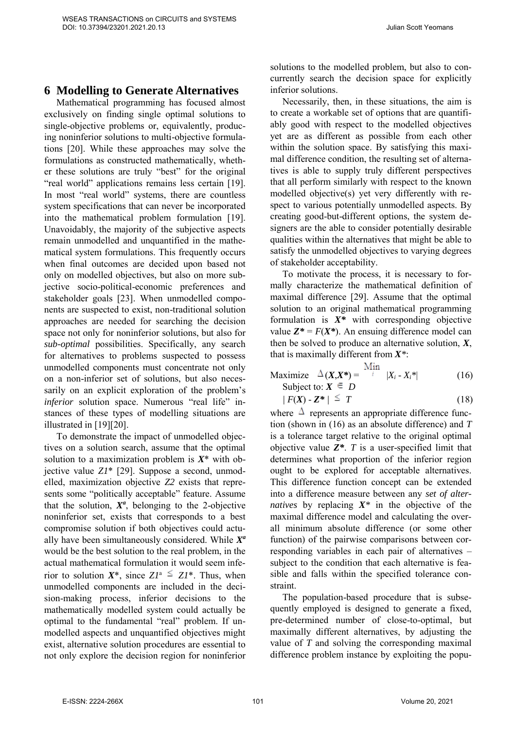## 6 Modelling to Generate Alternatives

Mathematical programming has focused almost exclusively on finding single optimal solutions to single-objective problems or, equivalently, producing noninferior solutions to multi-objective formulations [20]. While these approaches may solve the formulations as constructed mathematically, whether these solutions are truly "best" for the original "real world" applications remains less certain [19]. In most "real world" systems, there are countless system specifications that can never be incorporated into the mathematical problem formulation [19]. Unavoidably, the majority of the subjective aspects remain unmodelled and unquantified in the mathematical system formulations. This frequently occurs when final outcomes are decided upon based not only on modelled objectives, but also on more subjective socio-political-economic preferences and stakeholder goals [23]. When unmodelled components are suspected to exist, non-traditional solution approaches are needed for searching the decision space not only for noninferior solutions, but also for *sub-optimal* possibilities. Specifically, any search for alternatives to problems suspected to possess unmodelled components must concentrate not only on a non-inferior set of solutions, but also necessarily on an explicit exploration of the problem's *inferior* solution space. Numerous "real life" instances of these types of modelling situations are illustrated in [19][20].

To demonstrate the impact of unmodelled objectives on a solution search, assume that the optimal solution to a maximization problem is $X^*$ with objective value $Z1^*$ [29]. Suppose a second, unmodelled, maximization objective $Z2$ exists that represents some "politically acceptable" feature. Assume that the solution, $X^a$, belonging to the 2-objective noninferior set, exists that corresponds to a best compromise solution if both objectives could actually have been simultaneously considered. While $X^a$ would be the best solution to the real problem, in the actual mathematical formulation it would seem inferior to solution $X^*$, since $Z1^a \leq Z1^*$. Thus, when unmodelled components are included in the decision-making process, inferior decisions to the mathematically modelled system could actually be optimal to the fundamental "real" problem. If unmodelled aspects and unquantified objectives might exist, alternative solution procedures are essential to not only explore the decision region for noninferior solutions to the modelled problem, but also to concurrently search the decision space for explicitly inferior solutions.

Necessarily, then, in these situations, the aim is to create a workable set of options that are quantifiably good with respect to the modelled objectives yet are as different as possible from each other within the solution space. By satisfying this maximal difference condition, the resulting set of alternatives is able to supply truly different perspectives that all perform similarly with respect to the known modelled objective(s) yet very differently with respect to various potentially unmodelled aspects. By creating good-but-different options, the system designers are the able to consider potentially desirable qualities within the alternatives that might be able to satisfy the unmodelled objectives to varying degrees of stakeholder acceptability.

To motivate the process, it is necessary to formally characterize the mathematical definition of maximal difference [29]. Assume that the optimal solution to an original mathematical programming formulation is $\boldsymbol{X^*}$ with corresponding objective value $\boldsymbol{Z^*} = F(\boldsymbol{X^*})$. An ensuing difference model can then be solved to produce an alternative solution, $\boldsymbol{X}$, that is maximally different from $\boldsymbol{X}^*$:

$$\text{Maximize} \quad \Delta(\boldsymbol{X},\boldsymbol{X^*}) = \min_i |X_i - X_i^*| \tag{16}$$

Subject to: $\boldsymbol{X} \in D$

$$|F(\boldsymbol{X}) - \boldsymbol{Z^*}| \leq T \tag{18}$$

where $\Delta$ represents an appropriate difference function (shown in (16) as an absolute difference) and $T$ is a tolerance target relative to the original optimal objective value $\boldsymbol{Z^*}$. $T$ is a user-specified limit that determines what proportion of the inferior region ought to be explored for acceptable alternatives. This difference function concept can be extended into a difference measure between any *set of alternatives* by replacing $\boldsymbol{X}^*$ in the objective of the maximal difference model and calculating the overall minimum absolute difference (or some other function) of the pairwise comparisons between corresponding variables in each pair of alternatives – subject to the condition that each alternative is feasible and falls within the specified tolerance constraint.

The population-based procedure that is subsequently employed is designed to generate a fixed, pre-determined number of close-to-optimal, but maximally different alternatives, by adjusting the value of $T$ and solving the corresponding maximal difference problem instance by exploiting the popu-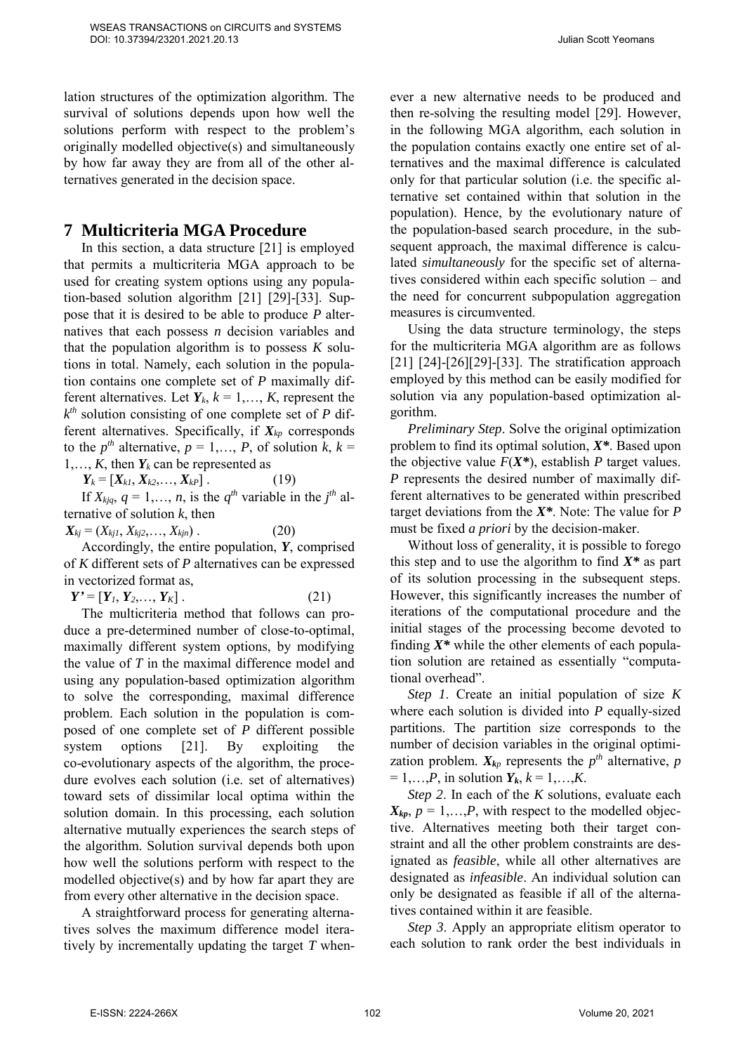lation structures of the optimization algorithm. The survival of solutions depends upon how well the solutions perform with respect to the problem's originally modelled objective(s) and simultaneously by how far away they are from all of the other alternatives generated in the decision space.

## 7 Multicriteria MGA Procedure

In this section, a data structure [21] is employed that permits a multicriteria MGA approach to be used for creating system options using any population-based solution algorithm [21] [29]-[33]. Suppose that it is desired to be able to produce $P$ alternatives that each possess $n$ decision variables and that the population algorithm is to possess $K$ solutions in total. Namely, each solution in the population contains one complete set of $P$ maximally different alternatives. Let $\boldsymbol{Y}_k$, $k = 1,\ldots, K$, represent the $k^{th}$ solution consisting of one complete set of $P$ different alternatives. Specifically, if $\boldsymbol{X}_{kp}$ corresponds to the $p^{th}$ alternative, $p = 1,\ldots, P$, of solution $k$, $k = 1,\ldots, K$, then $\boldsymbol{Y}_k$ can be represented as

$$\boldsymbol{Y}_k = [\boldsymbol{X}_{k1}, \boldsymbol{X}_{k2},\ldots, \boldsymbol{X}_{kP}] \ . \qquad (19)$$

If $X_{kjq}$, $q = 1,\ldots, n$, is the $q^{th}$ variable in the $j^{th}$ alternative of solution $k$, then

$$\boldsymbol{X}_{kj} = (X_{kj1}, X_{kj2},\ldots, X_{kjn}) \ . \qquad (20)$$

Accordingly, the entire population, $\boldsymbol{Y}$, comprised of $K$ different sets of $P$ alternatives can be expressed in vectorized format as,

$$\boldsymbol{Y'} = [\boldsymbol{Y}_1, \boldsymbol{Y}_2,\ldots, \boldsymbol{Y}_K] \ . \qquad (21)$$

The multicriteria method that follows can produce a pre-determined number of close-to-optimal, maximally different system options, by modifying the value of $T$ in the maximal difference model and using any population-based optimization algorithm to solve the corresponding, maximal difference problem. Each solution in the population is composed of one complete set of $P$ different possible system options [21]. By exploiting the co-evolutionary aspects of the algorithm, the procedure evolves each solution (i.e. set of alternatives) toward sets of dissimilar local optima within the solution domain. In this processing, each solution alternative mutually experiences the search steps of the algorithm. Solution survival depends both upon how well the solutions perform with respect to the modelled objective(s) and by how far apart they are from every other alternative in the decision space.

A straightforward process for generating alternatives solves the maximum difference model iteratively by incrementally updating the target $T$ whenever a new alternative needs to be produced and then re-solving the resulting model [29]. However, in the following MGA algorithm, each solution in the population contains exactly one entire set of alternatives and the maximal difference is calculated only for that particular solution (i.e. the specific alternative set contained within that solution in the population). Hence, by the evolutionary nature of the population-based search procedure, in the subsequent approach, the maximal difference is calculated *simultaneously* for the specific set of alternatives considered within each specific solution – and the need for concurrent subpopulation aggregation measures is circumvented.

Using the data structure terminology, the steps for the multicriteria MGA algorithm are as follows [21] [24]-[26][29]-[33]. The stratification approach employed by this method can be easily modified for solution via any population-based optimization algorithm.

*Preliminary Step*. Solve the original optimization problem to find its optimal solution, $\boldsymbol{X^*}$. Based upon the objective value $F(\boldsymbol{X^*})$, establish $P$ target values. $P$ represents the desired number of maximally different alternatives to be generated within prescribed target deviations from the $\boldsymbol{X^*}$. Note: The value for $P$ must be fixed *a priori* by the decision-maker.

Without loss of generality, it is possible to forego this step and to use the algorithm to find $\boldsymbol{X^*}$ as part of its solution processing in the subsequent steps. However, this significantly increases the number of iterations of the computational procedure and the initial stages of the processing become devoted to finding $\boldsymbol{X^*}$ while the other elements of each population solution are retained as essentially "computational overhead".

*Step 1*. Create an initial population of size $K$ where each solution is divided into $P$ equally-sized partitions. The partition size corresponds to the number of decision variables in the original optimization problem. $\boldsymbol{X}_{kp}$ represents the $p^{th}$ alternative, $p = 1,\ldots,P$, in solution $\boldsymbol{Y}_k$, $k = 1,\ldots,K$.

*Step 2*. In each of the $K$ solutions, evaluate each $\boldsymbol{X}_{kp}$, $p = 1,\ldots,P$, with respect to the modelled objective. Alternatives meeting both their target constraint and all the other problem constraints are designated as *feasible*, while all other alternatives are designated as *infeasible*. An individual solution can only be designated as feasible if all of the alternatives contained within it are feasible.

*Step 3*. Apply an appropriate elitism operator to each solution to rank order the best individuals in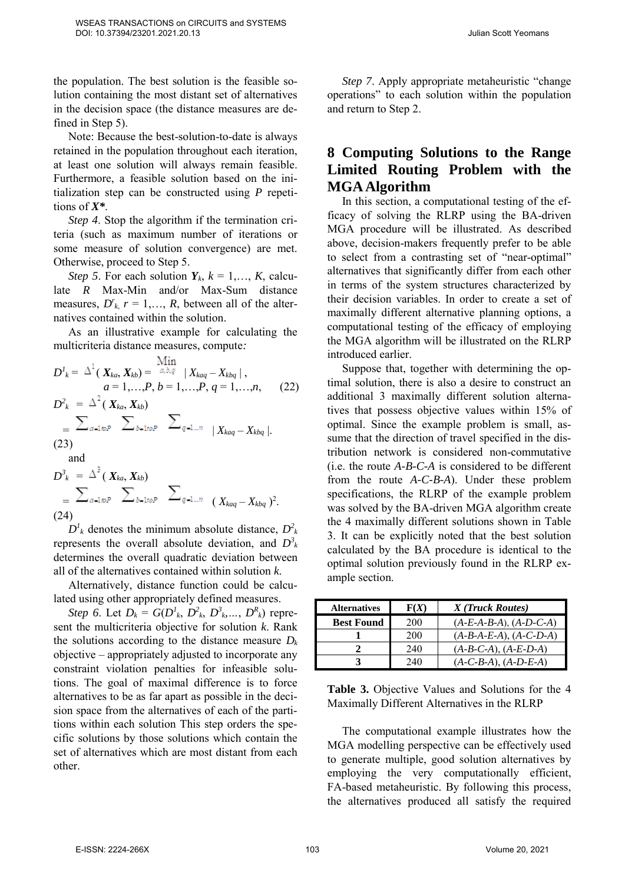the population. The best solution is the feasible solution containing the most distant set of alternatives in the decision space (the distance measures are defined in Step 5).

Note: Because the best-solution-to-date is always retained in the population throughout each iteration, at least one solution will always remain feasible. Furthermore, a feasible solution based on the initialization step can be constructed using $P$ repetitions of $\boldsymbol{X^*}$.

*Step 4*. Stop the algorithm if the termination criteria (such as maximum number of iterations or some measure of solution convergence) are met. Otherwise, proceed to Step 5.

*Step 5*. For each solution $\boldsymbol{Y}_k$, $k = 1,\ldots, K$, calculate $R$ Max-Min and/or Max-Sum distance measures, $D^r_k$, $r = 1,\ldots, R$, between all of the alternatives contained within the solution.

As an illustrative example for calculating the multicriteria distance measures, compute*:*

$$D^1_k = \Delta^1(\boldsymbol{X}_{ka}, \boldsymbol{X}_{kb}) = \min_{a,b,q} |X_{kaq} - X_{kbq}|, \quad a = 1,\ldots,P,\ b = 1,\ldots,P,\ q = 1,\ldots,n, \quad (22)$$

$$D^2_k = \Delta^2(\boldsymbol{X}_{ka}, \boldsymbol{X}_{kb}) = \sum_{a=1 \text{ to } P} \sum_{b=1 \text{ to } P} \sum_{q=1\ldots n} |X_{kaq} - X_{kbq}|. \quad (23)$$

and

$$D^3_k = \Delta^3(\boldsymbol{X}_{ka}, \boldsymbol{X}_{kb}) = \sum_{a=1 \text{ to } P} \sum_{b=1 \text{ to } P} \sum_{q=1\ldots n} (X_{kaq} - X_{kbq})^2. \quad (24)$$

$D^1_k$ denotes the minimum absolute distance, $D^2_k$ represents the overall absolute deviation, and $D^3_k$ determines the overall quadratic deviation between all of the alternatives contained within solution $k$.

Alternatively, distance function could be calculated using other appropriately defined measures.

*Step 6*. Let $D_k = G(D^1_k, D^2_k, D^3_k,\ldots, D^R_k)$ represent the multicriteria objective for solution $k$. Rank the solutions according to the distance measure $D_k$ objective – appropriately adjusted to incorporate any constraint violation penalties for infeasible solutions. The goal of maximal difference is to force alternatives to be as far apart as possible in the decision space from the alternatives of each of the partitions within each solution This step orders the specific solutions by those solutions which contain the set of alternatives which are most distant from each other.

*Step 7*. Apply appropriate metaheuristic "change operations" to each solution within the population and return to Step 2.

## 8 Computing Solutions to the Range Limited Routing Problem with the MGA Algorithm

In this section, a computational testing of the efficacy of solving the RLRP using the BA-driven MGA procedure will be illustrated. As described above, decision-makers frequently prefer to be able to select from a contrasting set of "near-optimal" alternatives that significantly differ from each other in terms of the system structures characterized by their decision variables. In order to create a set of maximally different alternative planning options, a computational testing of the efficacy of employing the MGA algorithm will be illustrated on the RLRP introduced earlier.

Suppose that, together with determining the optimal solution, there is also a desire to construct an additional 3 maximally different solution alternatives that possess objective values within 15% of optimal. Since the example problem is small, assume that the direction of travel specified in the distribution network is considered non-commutative (i.e. the route *A-B-C-A* is considered to be different from the route *A-C-B-A*). Under these problem specifications, the RLRP of the example problem was solved by the BA-driven MGA algorithm create the 4 maximally different solutions shown in Table 3. It can be explicitly noted that the best solution calculated by the BA procedure is identical to the optimal solution previously found in the RLRP example section.

| Alternatives | F(X) | X (Truck Routes) |
|---|---|---|
| **Best Found** | 200 | (*A-E-A-B-A*), (*A-D-C-A*) |
| **1** | 200 | (*A-B-A-E-A*), (*A-C-D-A*) |
| **2** | 240 | (*A-B-C-A*), (*A-E-D-A*) |
| **3** | 240 | (*A-C-B-A*), (*A-D-E-A*) |

**Table 3.** Objective Values and Solutions for the 4 Maximally Different Alternatives in the RLRP

The computational example illustrates how the MGA modelling perspective can be effectively used to generate multiple, good solution alternatives by employing the very computationally efficient, FA-based metaheuristic. By following this process, the alternatives produced all satisfy the required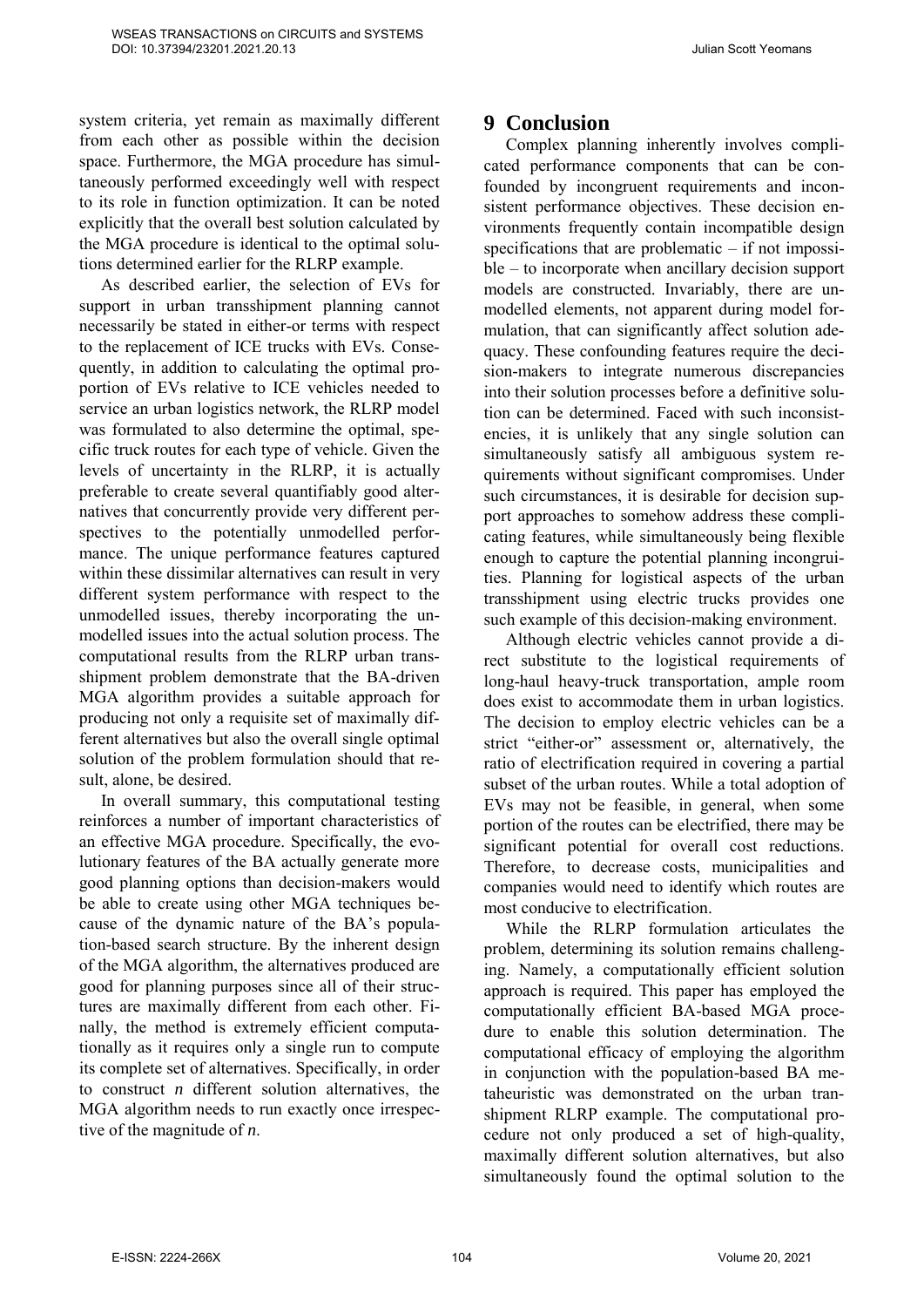system criteria, yet remain as maximally different from each other as possible within the decision space. Furthermore, the MGA procedure has simultaneously performed exceedingly well with respect to its role in function optimization. It can be noted explicitly that the overall best solution calculated by the MGA procedure is identical to the optimal solutions determined earlier for the RLRP example.

As described earlier, the selection of EVs for support in urban transshipment planning cannot necessarily be stated in either-or terms with respect to the replacement of ICE trucks with EVs. Consequently, in addition to calculating the optimal proportion of EVs relative to ICE vehicles needed to service an urban logistics network, the RLRP model was formulated to also determine the optimal, specific truck routes for each type of vehicle. Given the levels of uncertainty in the RLRP, it is actually preferable to create several quantifiably good alternatives that concurrently provide very different perspectives to the potentially unmodelled performance. The unique performance features captured within these dissimilar alternatives can result in very different system performance with respect to the unmodelled issues, thereby incorporating the unmodelled issues into the actual solution process. The computational results from the RLRP urban transshipment problem demonstrate that the BA-driven MGA algorithm provides a suitable approach for producing not only a requisite set of maximally different alternatives but also the overall single optimal solution of the problem formulation should that result, alone, be desired.

In overall summary, this computational testing reinforces a number of important characteristics of an effective MGA procedure. Specifically, the evolutionary features of the BA actually generate more good planning options than decision-makers would be able to create using other MGA techniques because of the dynamic nature of the BA's population-based search structure. By the inherent design of the MGA algorithm, the alternatives produced are good for planning purposes since all of their structures are maximally different from each other. Finally, the method is extremely efficient computationally as it requires only a single run to compute its complete set of alternatives. Specifically, in order to construct *n* different solution alternatives, the MGA algorithm needs to run exactly once irrespective of the magnitude of *n*.

# 9 Conclusion

Complex planning inherently involves complicated performance components that can be confounded by incongruent requirements and inconsistent performance objectives. These decision environments frequently contain incompatible design specifications that are problematic – if not impossible – to incorporate when ancillary decision support models are constructed. Invariably, there are unmodelled elements, not apparent during model formulation, that can significantly affect solution adequacy. These confounding features require the decision-makers to integrate numerous discrepancies into their solution processes before a definitive solution can be determined. Faced with such inconsistencies, it is unlikely that any single solution can simultaneously satisfy all ambiguous system requirements without significant compromises. Under such circumstances, it is desirable for decision support approaches to somehow address these complicating features, while simultaneously being flexible enough to capture the potential planning incongruities. Planning for logistical aspects of the urban transshipment using electric trucks provides one such example of this decision-making environment.

Although electric vehicles cannot provide a direct substitute to the logistical requirements of long-haul heavy-truck transportation, ample room does exist to accommodate them in urban logistics. The decision to employ electric vehicles can be a strict "either-or" assessment or, alternatively, the ratio of electrification required in covering a partial subset of the urban routes. While a total adoption of EVs may not be feasible, in general, when some portion of the routes can be electrified, there may be significant potential for overall cost reductions. Therefore, to decrease costs, municipalities and companies would need to identify which routes are most conducive to electrification.

While the RLRP formulation articulates the problem, determining its solution remains challenging. Namely, a computationally efficient solution approach is required. This paper has employed the computationally efficient BA-based MGA procedure to enable this solution determination. The computational efficacy of employing the algorithm in conjunction with the population-based BA metaheuristic was demonstrated on the urban transhipment RLRP example. The computational procedure not only produced a set of high-quality, maximally different solution alternatives, but also simultaneously found the optimal solution to the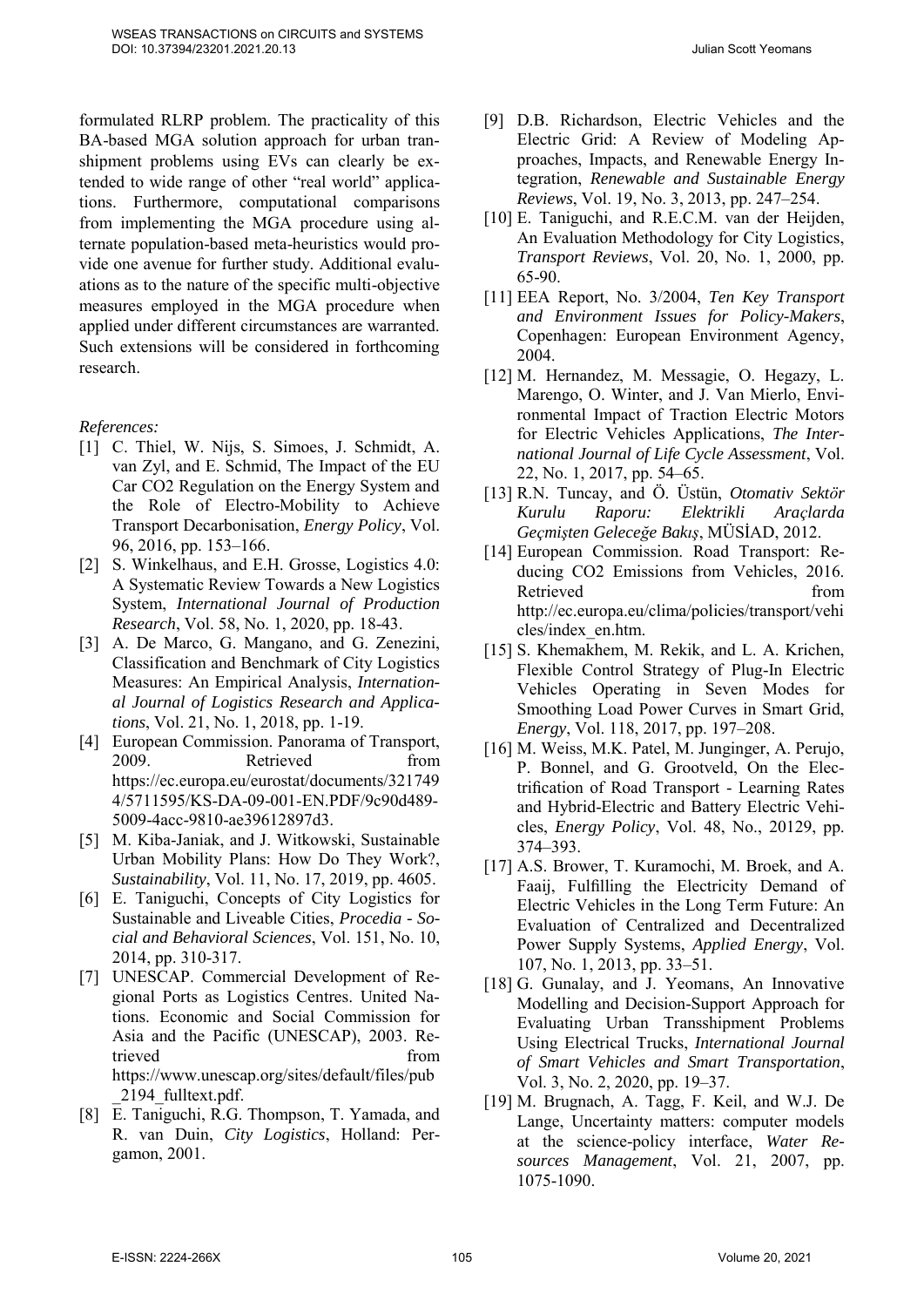formulated RLRP problem. The practicality of this BA-based MGA solution approach for urban transhipment problems using EVs can clearly be extended to wide range of other "real world" applications. Furthermore, computational comparisons from implementing the MGA procedure using alternate population-based meta-heuristics would provide one avenue for further study. Additional evaluations as to the nature of the specific multi-objective measures employed in the MGA procedure when applied under different circumstances are warranted. Such extensions will be considered in forthcoming research.

*References:*

[1] C. Thiel, W. Nijs, S. Simoes, J. Schmidt, A. van Zyl, and E. Schmid, The Impact of the EU Car CO2 Regulation on the Energy System and the Role of Electro-Mobility to Achieve Transport Decarbonisation, *Energy Policy*, Vol. 96, 2016, pp. 153–166.

[2] S. Winkelhaus, and E.H. Grosse, Logistics 4.0: A Systematic Review Towards a New Logistics System, *International Journal of Production Research*, Vol. 58, No. 1, 2020, pp. 18-43.

[3] A. De Marco, G. Mangano, and G. Zenezini, Classification and Benchmark of City Logistics Measures: An Empirical Analysis, *International Journal of Logistics Research and Applications*, Vol. 21, No. 1, 2018, pp. 1-19.

[4] European Commission. Panorama of Transport, 2009. Retrieved from https://ec.europa.eu/eurostat/documents/3217494/5711595/KS-DA-09-001-EN.PDF/9c90d489-5009-4acc-9810-ae39612897d3.

[5] M. Kiba-Janiak, and J. Witkowski, Sustainable Urban Mobility Plans: How Do They Work?, *Sustainability*, Vol. 11, No. 17, 2019, pp. 4605.

[6] E. Taniguchi, Concepts of City Logistics for Sustainable and Liveable Cities, *Procedia - Social and Behavioral Sciences*, Vol. 151, No. 10, 2014, pp. 310-317.

[7] UNESCAP. Commercial Development of Regional Ports as Logistics Centres. United Nations. Economic and Social Commission for Asia and the Pacific (UNESCAP), 2003. Retrieved from https://www.unescap.org/sites/default/files/pub_2194_fulltext.pdf.

[8] E. Taniguchi, R.G. Thompson, T. Yamada, and R. van Duin, *City Logistics*, Holland: Pergamon, 2001.

[9] D.B. Richardson, Electric Vehicles and the Electric Grid: A Review of Modeling Approaches, Impacts, and Renewable Energy Integration, *Renewable and Sustainable Energy Reviews*, Vol. 19, No. 3, 2013, pp. 247–254.

[10] E. Taniguchi, and R.E.C.M. van der Heijden, An Evaluation Methodology for City Logistics, *Transport Reviews*, Vol. 20, No. 1, 2000, pp. 65-90.

[11] EEA Report, No. 3/2004, *Ten Key Transport and Environment Issues for Policy-Makers*, Copenhagen: European Environment Agency, 2004.

[12] M. Hernandez, M. Messagie, O. Hegazy, L. Marengo, O. Winter, and J. Van Mierlo, Environmental Impact of Traction Electric Motors for Electric Vehicles Applications, *The International Journal of Life Cycle Assessment*, Vol. 22, No. 1, 2017, pp. 54–65.

[13] R.N. Tuncay, and Ö. Üstün, *Otomativ Sektör Kurulu Raporu: Elektrikli Araçlarda Geçmişten Geleceğe Bakış*, MÜSİAD, 2012.

[14] European Commission. Road Transport: Reducing CO2 Emissions from Vehicles, 2016. Retrieved from http://ec.europa.eu/clima/policies/transport/vehicles/index_en.htm.

[15] S. Khemakhem, M. Rekik, and L. A. Krichen, Flexible Control Strategy of Plug-In Electric Vehicles Operating in Seven Modes for Smoothing Load Power Curves in Smart Grid, *Energy*, Vol. 118, 2017, pp. 197–208.

[16] M. Weiss, M.K. Patel, M. Junginger, A. Perujo, P. Bonnel, and G. Grootveld, On the Electrification of Road Transport - Learning Rates and Hybrid-Electric and Battery Electric Vehicles, *Energy Policy*, Vol. 48, No., 20129, pp. 374–393.

[17] A.S. Brower, T. Kuramochi, M. Broek, and A. Faaij, Fulfilling the Electricity Demand of Electric Vehicles in the Long Term Future: An Evaluation of Centralized and Decentralized Power Supply Systems, *Applied Energy*, Vol. 107, No. 1, 2013, pp. 33–51.

[18] G. Gunalay, and J. Yeomans, An Innovative Modelling and Decision-Support Approach for Evaluating Urban Transshipment Problems Using Electrical Trucks, *International Journal of Smart Vehicles and Smart Transportation*, Vol. 3, No. 2, 2020, pp. 19–37.

[19] M. Brugnach, A. Tagg, F. Keil, and W.J. De Lange, Uncertainty matters: computer models at the science-policy interface, *Water Resources Management*, Vol. 21, 2007, pp. 1075-1090.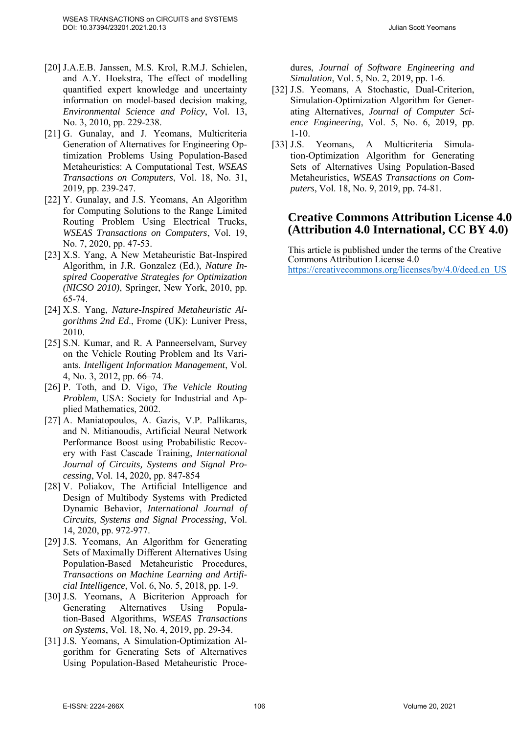[20] J.A.E.B. Janssen, M.S. Krol, R.M.J. Schielen, and A.Y. Hoekstra, The effect of modelling quantified expert knowledge and uncertainty information on model-based decision making, *Environmental Science and Policy*, Vol. 13, No. 3, 2010, pp. 229-238.

[21] G. Gunalay, and J. Yeomans, Multicriteria Generation of Alternatives for Engineering Optimization Problems Using Population-Based Metaheuristics: A Computational Test, *WSEAS Transactions on Computers*, Vol. 18, No. 31, 2019, pp. 239-247.

[22] Y. Gunalay, and J.S. Yeomans, An Algorithm for Computing Solutions to the Range Limited Routing Problem Using Electrical Trucks, *WSEAS Transactions on Computers*, Vol. 19, No. 7, 2020, pp. 47-53.

[23] X.S. Yang, A New Metaheuristic Bat-Inspired Algorithm, in J.R. Gonzalez (Ed.), *Nature Inspired Cooperative Strategies for Optimization (NICSO 2010)*, Springer, New York, 2010, pp. 65-74.

[24] X.S. Yang, *Nature-Inspired Metaheuristic Algorithms 2nd Ed*., Frome (UK): Luniver Press, 2010.

[25] S.N. Kumar, and R. A Panneerselvam, Survey on the Vehicle Routing Problem and Its Variants. *Intelligent Information Management*, Vol. 4, No. 3, 2012, pp. 66–74.

[26] P. Toth, and D. Vigo, *The Vehicle Routing Problem*, USA: Society for Industrial and Applied Mathematics, 2002.

[27] A. Maniatopoulos, A. Gazis, V.P. Pallikaras, and N. Mitianoudis, Artificial Neural Network Performance Boost using Probabilistic Recovery with Fast Cascade Training, *International Journal of Circuits, Systems and Signal Processing*, Vol. 14, 2020, pp. 847-854

[28] V. Poliakov, The Artificial Intelligence and Design of Multibody Systems with Predicted Dynamic Behavior, *International Journal of Circuits, Systems and Signal Processing*, Vol. 14, 2020, pp. 972-977.

[29] J.S. Yeomans, An Algorithm for Generating Sets of Maximally Different Alternatives Using Population-Based Metaheuristic Procedures, *Transactions on Machine Learning and Artificial Intelligence*, Vol. 6, No. 5, 2018, pp. 1-9.

[30] J.S. Yeomans, A Bicriterion Approach for Generating Alternatives Using Population-Based Algorithms, *WSEAS Transactions on Systems*, Vol. 18, No. 4, 2019, pp. 29-34.

[31] J.S. Yeomans, A Simulation-Optimization Algorithm for Generating Sets of Alternatives Using Population-Based Metaheuristic Procedures, *Journal of Software Engineering and Simulation*, Vol. 5, No. 2, 2019, pp. 1-6.

[32] J.S. Yeomans, A Stochastic, Dual-Criterion, Simulation-Optimization Algorithm for Generating Alternatives, *Journal of Computer Science Engineering*, Vol. 5, No. 6, 2019, pp. 1-10.

[33] J.S. Yeomans, A Multicriteria Simulation-Optimization Algorithm for Generating Sets of Alternatives Using Population-Based Metaheuristics, *WSEAS Transactions on Computers*, Vol. 18, No. 9, 2019, pp. 74-81.

## Creative Commons Attribution License 4.0 (Attribution 4.0 International, CC BY 4.0)

This article is published under the terms of the Creative Commons Attribution License 4.0
https://creativecommons.org/licenses/by/4.0/deed.en_US